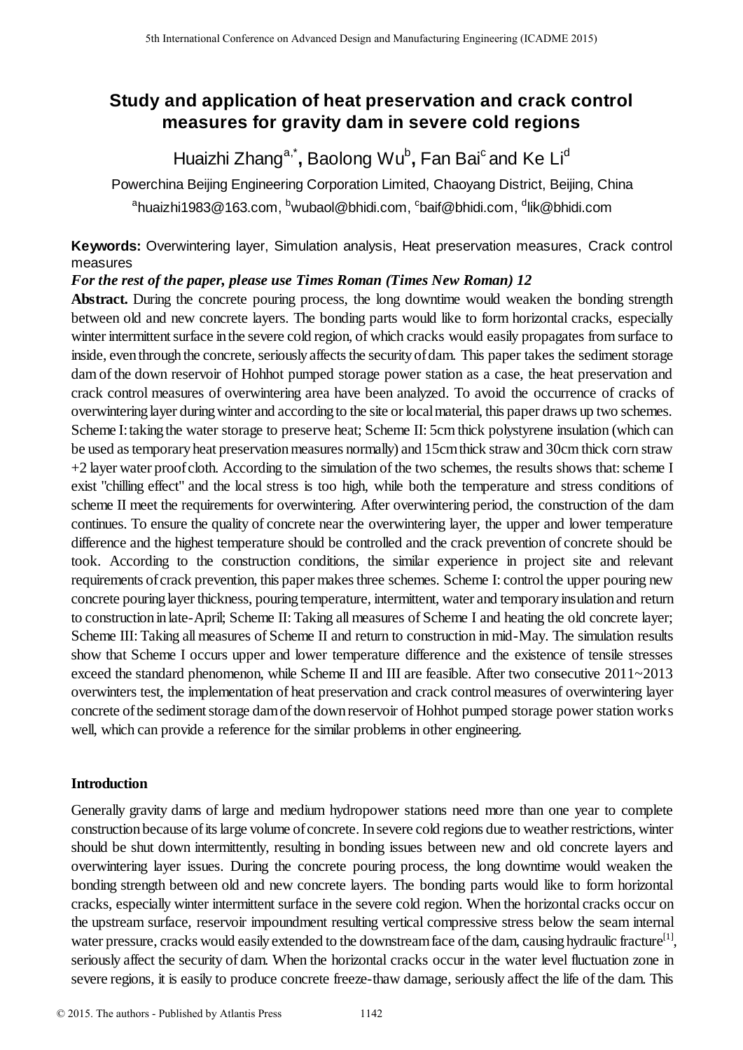# Study and application of heat preservation and crack control measures for gravity dam in severe cold regions

Huaizhi Zhang[a,*], Baolong Wu[b], Fan Bai[c] and Ke Li[d]

Powerchina Beijing Engineering Corporation Limited, Chaoyang District, Beijing, China

[a]huaizhi1983@163.com, [b]wubaol@bhidi.com, [c]baif@bhidi.com, [d]lik@bhidi.com

**Keywords:** Overwintering layer, Simulation analysis, Heat preservation measures, Crack control measures

***For the rest of the paper, please use Times Roman (Times New Roman) 12***

**Abstract.** During the concrete pouring process, the long downtime would weaken the bonding strength between old and new concrete layers. The bonding parts would like to form horizontal cracks, especially winter intermittent surface in the severe cold region, of which cracks would easily propagates from surface to inside, even through the concrete, seriously affects the security of dam. This paper takes the sediment storage dam of the down reservoir of Hohhot pumped storage power station as a case, the heat preservation and crack control measures of overwintering area have been analyzed. To avoid the occurrence of cracks of overwintering layer during winter and according to the site or local material, this paper draws up two schemes. Scheme I: taking the water storage to preserve heat; Scheme II: 5cm thick polystyrene insulation (which can be used as temporary heat preservation measures normally) and 15cm thick straw and 30cm thick corn straw +2 layer water proof cloth. According to the simulation of the two schemes, the results shows that: scheme I exist "chilling effect" and the local stress is too high, while both the temperature and stress conditions of scheme II meet the requirements for overwintering. After overwintering period, the construction of the dam continues. To ensure the quality of concrete near the overwintering layer, the upper and lower temperature difference and the highest temperature should be controlled and the crack prevention of concrete should be took. According to the construction conditions, the similar experience in project site and relevant requirements of crack prevention, this paper makes three schemes. Scheme I: control the upper pouring new concrete pouring layer thickness, pouring temperature, intermittent, water and temporary insulation and return to construction in late-April; Scheme II: Taking all measures of Scheme I and heating the old concrete layer; Scheme III: Taking all measures of Scheme II and return to construction in mid-May. The simulation results show that Scheme I occurs upper and lower temperature difference and the existence of tensile stresses exceed the standard phenomenon, while Scheme II and III are feasible. After two consecutive 2011~2013 overwinters test, the implementation of heat preservation and crack control measures of overwintering layer concrete of the sediment storage dam of the down reservoir of Hohhot pumped storage power station works well, which can provide a reference for the similar problems in other engineering.

## Introduction

Generally gravity dams of large and medium hydropower stations need more than one year to complete construction because of its large volume of concrete. In severe cold regions due to weather restrictions, winter should be shut down intermittently, resulting in bonding issues between new and old concrete layers and overwintering layer issues. During the concrete pouring process, the long downtime would weaken the bonding strength between old and new concrete layers. The bonding parts would like to form horizontal cracks, especially winter intermittent surface in the severe cold region. When the horizontal cracks occur on the upstream surface, reservoir impoundment resulting vertical compressive stress below the seam internal water pressure, cracks would easily extended to the downstream face of the dam, causing hydraulic fracture[1], seriously affect the security of dam. When the horizontal cracks occur in the water level fluctuation zone in severe regions, it is easily to produce concrete freeze-thaw damage, seriously affect the life of the dam. This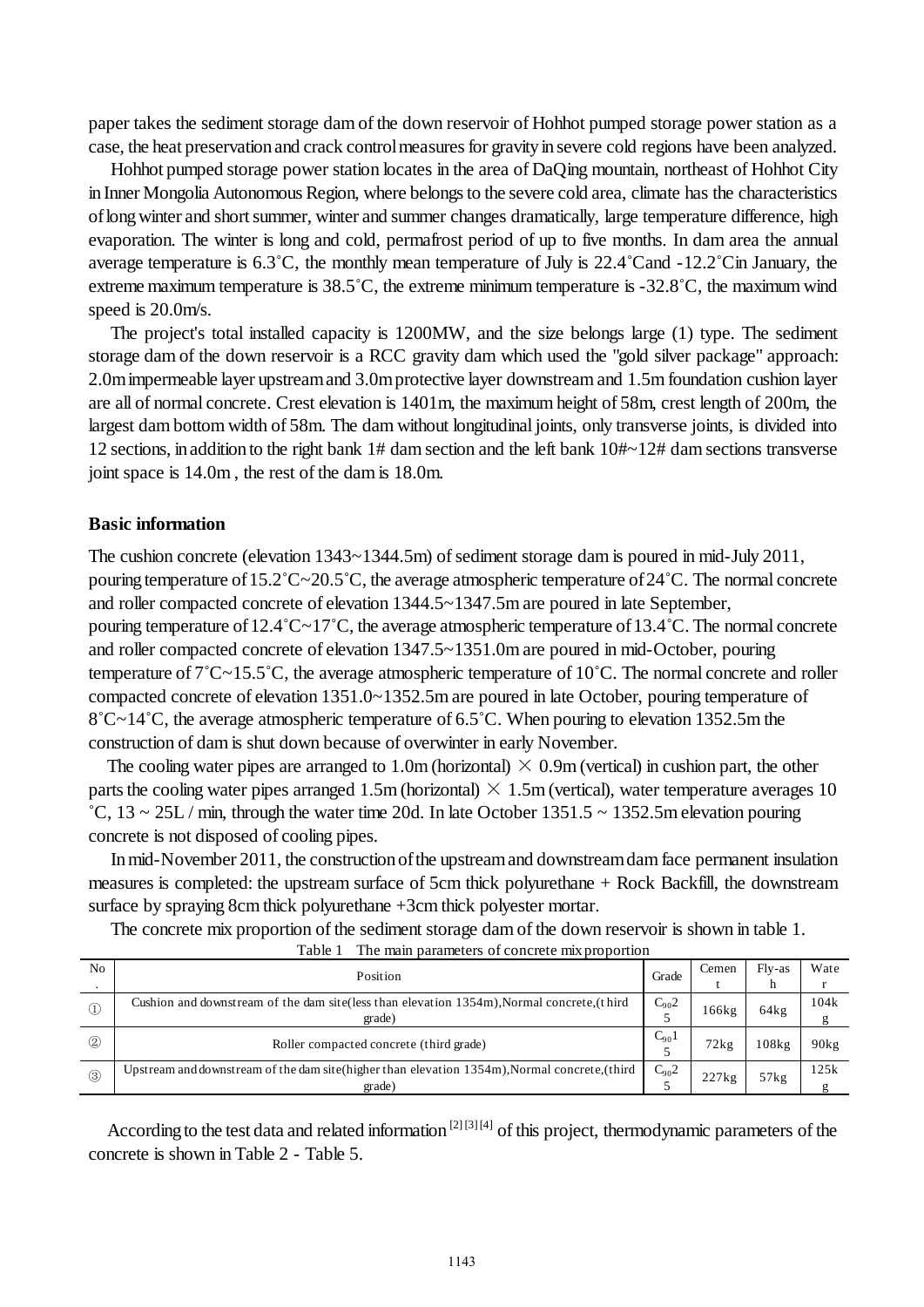paper takes the sediment storage dam of the down reservoir of Hohhot pumped storage power station as a case, the heat preservation and crack control measures for gravity in severe cold regions have been analyzed.

Hohhot pumped storage power station locates in the area of DaQing mountain, northeast of Hohhot City in Inner Mongolia Autonomous Region, where belongs to the severe cold area, climate has the characteristics of long winter and short summer, winter and summer changes dramatically, large temperature difference, high evaporation. The winter is long and cold, permafrost period of up to five months. In dam area the annual average temperature is 6.3˚C, the monthly mean temperature of July is 22.4˚Cand -12.2˚Cin January, the extreme maximum temperature is 38.5˚C, the extreme minimum temperature is -32.8˚C, the maximum wind speed is 20.0m/s.

The project's total installed capacity is 1200MW, and the size belongs large (1) type. The sediment storage dam of the down reservoir is a RCC gravity dam which used the "gold silver package" approach: 2.0m impermeable layer upstream and 3.0m protective layer downstream and 1.5m foundation cushion layer are all of normal concrete. Crest elevation is 1401m, the maximum height of 58m, crest length of 200m, the largest dam bottom width of 58m. The dam without longitudinal joints, only transverse joints, is divided into 12 sections, in addition to the right bank 1# dam section and the left bank 10#~12# dam sections transverse joint space is 14.0m , the rest of the dam is 18.0m.

## Basic information

The cushion concrete (elevation 1343~1344.5m) of sediment storage dam is poured in mid-July 2011, pouring temperature of 15.2˚C~20.5˚C, the average atmospheric temperature of 24˚C. The normal concrete and roller compacted concrete of elevation 1344.5~1347.5m are poured in late September, pouring temperature of 12.4˚C~17˚C, the average atmospheric temperature of 13.4˚C. The normal concrete and roller compacted concrete of elevation 1347.5~1351.0m are poured in mid-October, pouring temperature of 7˚C~15.5˚C, the average atmospheric temperature of 10˚C. The normal concrete and roller compacted concrete of elevation 1351.0~1352.5m are poured in late October, pouring temperature of 8˚C~14˚C, the average atmospheric temperature of 6.5˚C. When pouring to elevation 1352.5m the construction of dam is shut down because of overwinter in early November.

The cooling water pipes are arranged to 1.0m (horizontal) × 0.9m (vertical) in cushion part, the other parts the cooling water pipes arranged 1.5m (horizontal) × 1.5m (vertical), water temperature averages 10 ˚C, 13 ~ 25L / min, through the water time 20d. In late October 1351.5 ~ 1352.5m elevation pouring concrete is not disposed of cooling pipes.

In mid-November 2011, the construction of the upstream and downstream dam face permanent insulation measures is completed: the upstream surface of 5cm thick polyurethane + Rock Backfill, the downstream surface by spraying 8cm thick polyurethane +3cm thick polyester mortar.

The concrete mix proportion of the sediment storage dam of the down reservoir is shown in table 1.

Table 1 The main parameters of concrete mix proportion

| No. | Position | Grade | Cement | Fly-ash | Water |
|---|---|---|---|---|---|
| ① | Cushion and downstream of the dam site(less than elevation 1354m),Normal concrete,(third grade) | $C_{90}25$ | 166kg | 64kg | 104kg |
| ② | Roller compacted concrete (third grade) | $C_{90}15$ | 72kg | 108kg | 90kg |
| ③ | Upstream and downstream of the dam site(higher than elevation 1354m),Normal concrete,(third grade) | $C_{90}25$ | 227kg | 57kg | 125kg |

According to the test data and related information [2][3][4] of this project, thermodynamic parameters of the concrete is shown in Table 2 - Table 5.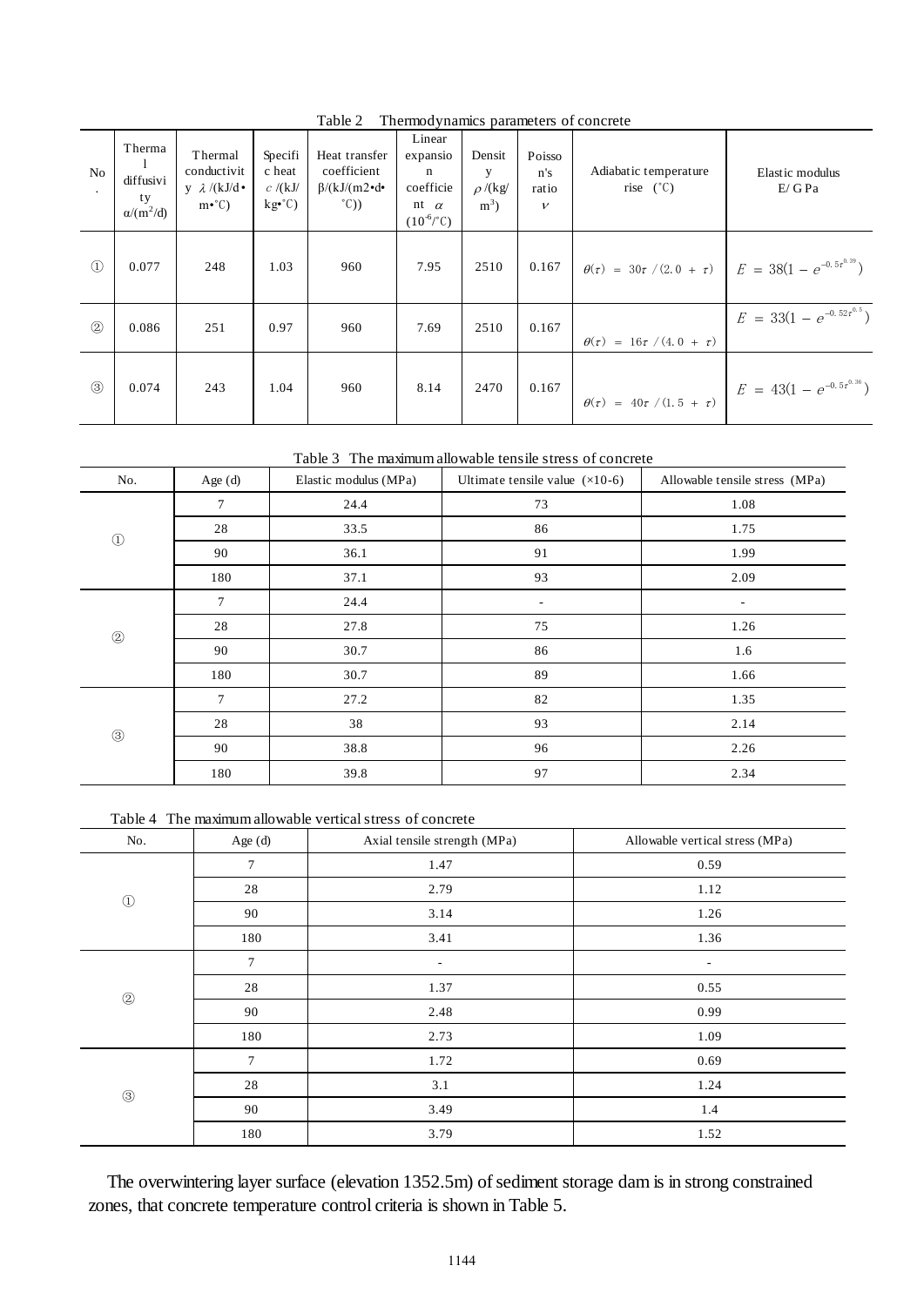Table 2 Thermodynamics parameters of concrete

| No. | Thermal diffusivity $\alpha$/($m^2$/d) | Thermal conductivity $\lambda$/(kJ/d•m•℃) | Specific heat $c$/(kJ/kg•℃) | Heat transfer coefficient β/(kJ/(m2•d•℃)) | Linear expansion coefficient $\alpha$ ($10^{-6}$/℃) | Density $\rho$/(kg/$m^3$) | Poisson's ratio $\nu$ | Adiabatic temperature rise (℃) | Elastic modulus E/ GPa |
|---|---|---|---|---|---|---|---|---|---|
| ① | 0.077 | 248 | 1.03 | 960 | 7.95 | 2510 | 0.167 | $\theta(\tau) = 30\tau/(2.0+\tau)$ | $E = 38(1-e^{-0.5\tau^{0.39}})$ |
| ② | 0.086 | 251 | 0.97 | 960 | 7.69 | 2510 | 0.167 | $\theta(\tau) = 16\tau/(4.0+\tau)$ | $E = 33(1-e^{-0.52\tau^{0.5}})$ |
| ③ | 0.074 | 243 | 1.04 | 960 | 8.14 | 2470 | 0.167 | $\theta(\tau) = 40\tau/(1.5+\tau)$ | $E = 43(1-e^{-0.5\tau^{0.36}})$ |

Table 3 The maximum allowable tensile stress of concrete

| No. | Age (d) | Elastic modulus (MPa) | Ultimate tensile value (×10-6) | Allowable tensile stress (MPa) |
|---|---|---|---|---|
| ① | 7 | 24.4 | 73 | 1.08 |
| | 28 | 33.5 | 86 | 1.75 |
| | 90 | 36.1 | 91 | 1.99 |
| | 180 | 37.1 | 93 | 2.09 |
| ② | 7 | 24.4 | - | - |
| | 28 | 27.8 | 75 | 1.26 |
| | 90 | 30.7 | 86 | 1.6 |
| | 180 | 30.7 | 89 | 1.66 |
| ③ | 7 | 27.2 | 82 | 1.35 |
| | 28 | 38 | 93 | 2.14 |
| | 90 | 38.8 | 96 | 2.26 |
| | 180 | 39.8 | 97 | 2.34 |

Table 4 The maximum allowable vertical stress of concrete

| No. | Age (d) | Axial tensile strength (MPa) | Allowable vertical stress (MPa) |
|---|---|---|---|
| ① | 7 | 1.47 | 0.59 |
| | 28 | 2.79 | 1.12 |
| | 90 | 3.14 | 1.26 |
| | 180 | 3.41 | 1.36 |
| ② | 7 | - | - |
| | 28 | 1.37 | 0.55 |
| | 90 | 2.48 | 0.99 |
| | 180 | 2.73 | 1.09 |
| ③ | 7 | 1.72 | 0.69 |
| | 28 | 3.1 | 1.24 |
| | 90 | 3.49 | 1.4 |
| | 180 | 3.79 | 1.52 |

The overwintering layer surface (elevation 1352.5m) of sediment storage dam is in strong constrained zones, that concrete temperature control criteria is shown in Table 5.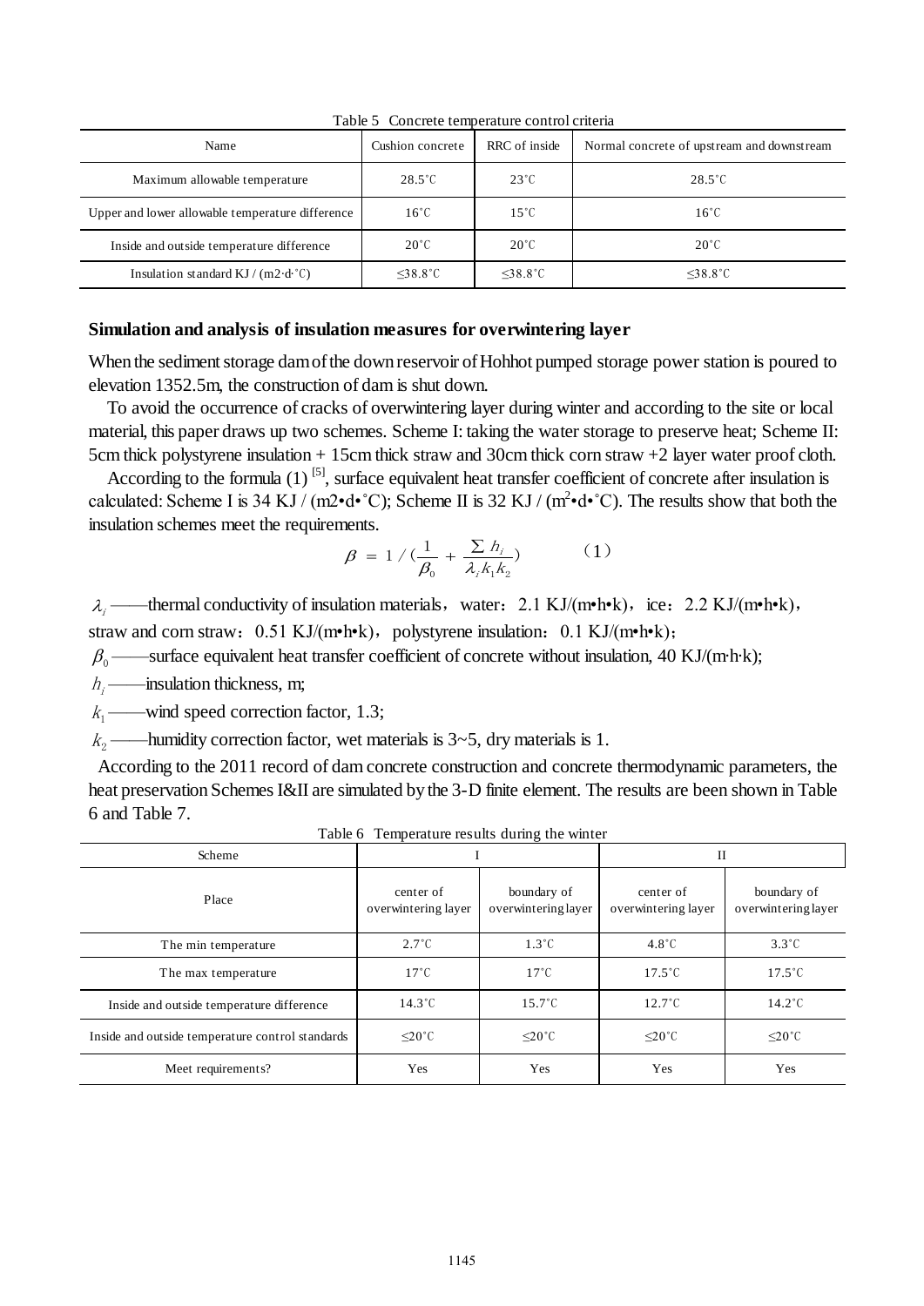Table 5 Concrete temperature control criteria

| Name | Cushion concrete | RRC of inside | Normal concrete of upstream and downstream |
|---|---|---|---|
| Maximum allowable temperature | 28.5˚C | 23˚C | 28.5˚C |
| Upper and lower allowable temperature difference | 16˚C | 15˚C | 16˚C |
| Inside and outside temperature difference | 20˚C | 20˚C | 20˚C |
| Insulation standard KJ / (m2·d·˚C) | ≤38.8˚C | ≤38.8˚C | ≤38.8˚C |

**Simulation and analysis of insulation measures for overwintering layer**

When the sediment storage dam of the down reservoir of Hohhot pumped storage power station is poured to elevation 1352.5m, the construction of dam is shut down.

To avoid the occurrence of cracks of overwintering layer during winter and according to the site or local material, this paper draws up two schemes. Scheme I: taking the water storage to preserve heat; Scheme II: 5cm thick polystyrene insulation + 15cm thick straw and 30cm thick corn straw +2 layer water proof cloth.

According to the formula (1) [5], surface equivalent heat transfer coefficient of concrete after insulation is calculated: Scheme I is 34 KJ / (m2•d•˚C); Scheme II is 32 KJ / ($m^2$•d•˚C). The results show that both the insulation schemes meet the requirements.

$$\beta = 1 / \left(\frac{1}{\beta_0} + \frac{\sum h_i}{\lambda_i k_1 k_2}\right) \qquad (1)$$

$\lambda_i$ ——thermal conductivity of insulation materials, water: 2.1 KJ/(m•h•k), ice: 2.2 KJ/(m•h•k), straw and corn straw: 0.51 KJ/(m•h•k), polystyrene insulation: 0.1 KJ/(m•h•k);

$\beta_0$ ——surface equivalent heat transfer coefficient of concrete without insulation, 40 KJ/(m·h·k);

$h_i$ ——insulation thickness, m;

$k_1$ ——wind speed correction factor, 1.3;

$k_2$ ——humidity correction factor, wet materials is 3~5, dry materials is 1.

According to the 2011 record of dam concrete construction and concrete thermodynamic parameters, the heat preservation Schemes I&II are simulated by the 3-D finite element. The results are been shown in Table 6 and Table 7.

Table 6 Temperature results during the winter

| Scheme | I | | II | |
|---|---|---|---|---|
| Place | center of overwintering layer | boundary of overwintering layer | center of overwintering layer | boundary of overwintering layer |
| The min temperature | 2.7˚C | 1.3˚C | 4.8˚C | 3.3˚C |
| The max temperature | 17˚C | 17˚C | 17.5˚C | 17.5˚C |
| Inside and outside temperature difference | 14.3˚C | 15.7˚C | 12.7˚C | 14.2˚C |
| Inside and outside temperature control standards | ≤20˚C | ≤20˚C | ≤20˚C | ≤20˚C |
| Meet requirements? | Yes | Yes | Yes | Yes |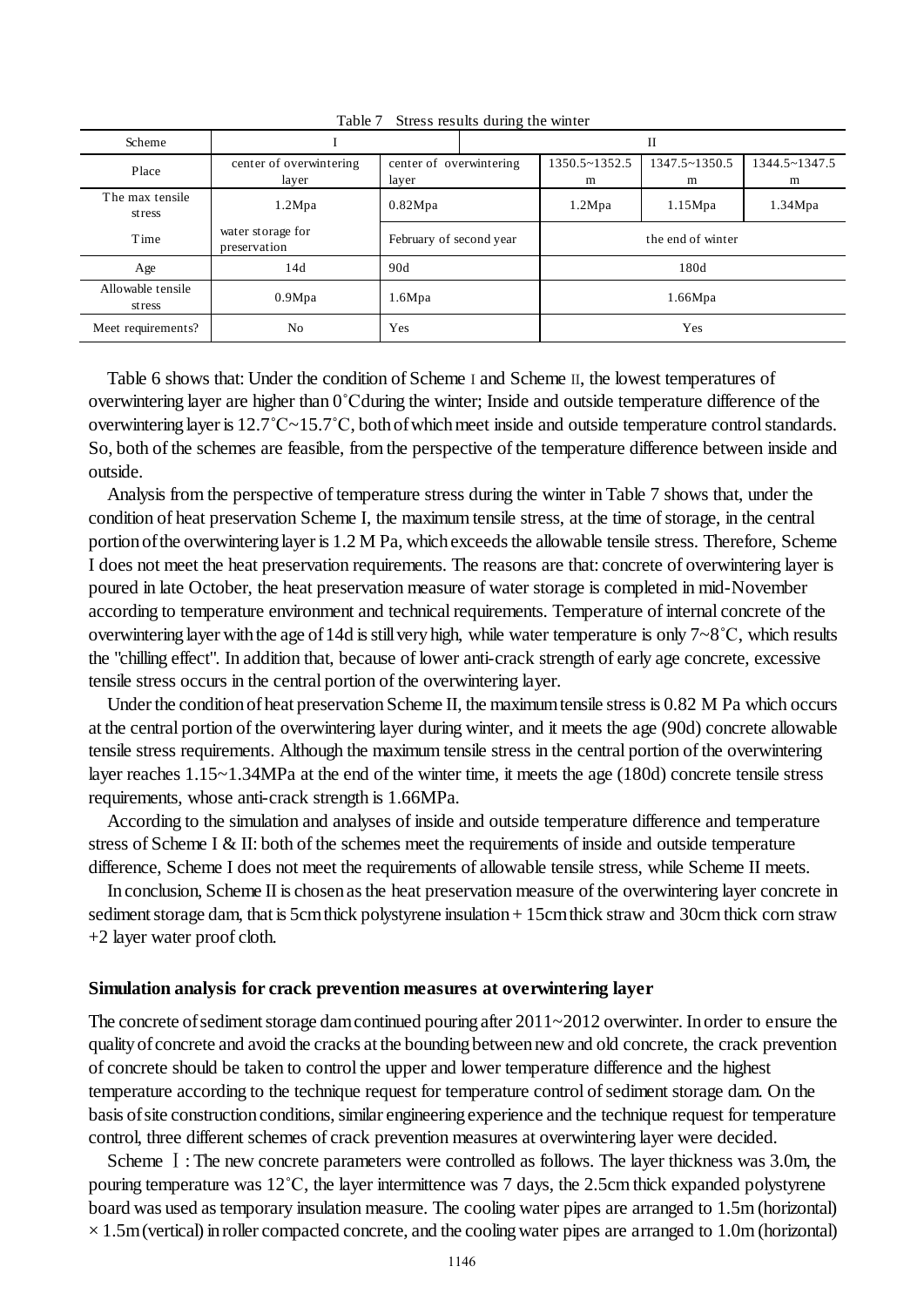Table 7 Stress results during the winter

| Scheme | I | II | | | |
|---|---|---|---|---|---|
| Place | center of overwintering layer | center of overwintering layer | 1350.5~1352.5 m | 1347.5~1350.5 m | 1344.5~1347.5 m |
| The max tensile stress | 1.2Mpa | 0.82Mpa | 1.2Mpa | 1.15Mpa | 1.34Mpa |
| Time | water storage for preservation | February of second year | the end of winter | | |
| Age | 14d | 90d | 180d | | |
| Allowable tensile stress | 0.9Mpa | 1.6Mpa | 1.66Mpa | | |
| Meet requirements? | No | Yes | Yes | | |

Table 6 shows that: Under the condition of Scheme I and Scheme II, the lowest temperatures of overwintering layer are higher than 0˚C during the winter; Inside and outside temperature difference of the overwintering layer is 12.7˚C~15.7˚C, both of which meet inside and outside temperature control standards. So, both of the schemes are feasible, from the perspective of the temperature difference between inside and outside.

Analysis from the perspective of temperature stress during the winter in Table 7 shows that, under the condition of heat preservation Scheme I, the maximum tensile stress, at the time of storage, in the central portion of the overwintering layer is 1.2 M Pa, which exceeds the allowable tensile stress. Therefore, Scheme I does not meet the heat preservation requirements. The reasons are that: concrete of overwintering layer is poured in late October, the heat preservation measure of water storage is completed in mid-November according to temperature environment and technical requirements. Temperature of internal concrete of the overwintering layer with the age of 14d is still very high, while water temperature is only 7~8˚C, which results the "chilling effect". In addition that, because of lower anti-crack strength of early age concrete, excessive tensile stress occurs in the central portion of the overwintering layer.

Under the condition of heat preservation Scheme II, the maximum tensile stress is 0.82 M Pa which occurs at the central portion of the overwintering layer during winter, and it meets the age (90d) concrete allowable tensile stress requirements. Although the maximum tensile stress in the central portion of the overwintering layer reaches 1.15~1.34MPa at the end of the winter time, it meets the age (180d) concrete tensile stress requirements, whose anti-crack strength is 1.66MPa.

According to the simulation and analyses of inside and outside temperature difference and temperature stress of Scheme I & II: both of the schemes meet the requirements of inside and outside temperature difference, Scheme I does not meet the requirements of allowable tensile stress, while Scheme II meets.

In conclusion, Scheme II is chosen as the heat preservation measure of the overwintering layer concrete in sediment storage dam, that is 5cm thick polystyrene insulation + 15cm thick straw and 30cm thick corn straw +2 layer water proof cloth.

## Simulation analysis for crack prevention measures at overwintering layer

The concrete of sediment storage dam continued pouring after 2011~2012 overwinter. In order to ensure the quality of concrete and avoid the cracks at the bounding between new and old concrete, the crack prevention of concrete should be taken to control the upper and lower temperature difference and the highest temperature according to the technique request for temperature control of sediment storage dam. On the basis of site construction conditions, similar engineering experience and the technique request for temperature control, three different schemes of crack prevention measures at overwintering layer were decided.

Scheme Ⅰ: The new concrete parameters were controlled as follows. The layer thickness was 3.0m, the pouring temperature was 12˚C, the layer intermittence was 7 days, the 2.5cm thick expanded polystyrene board was used as temporary insulation measure. The cooling water pipes are arranged to 1.5m (horizontal) × 1.5m (vertical) in roller compacted concrete, and the cooling water pipes are arranged to 1.0m (horizontal)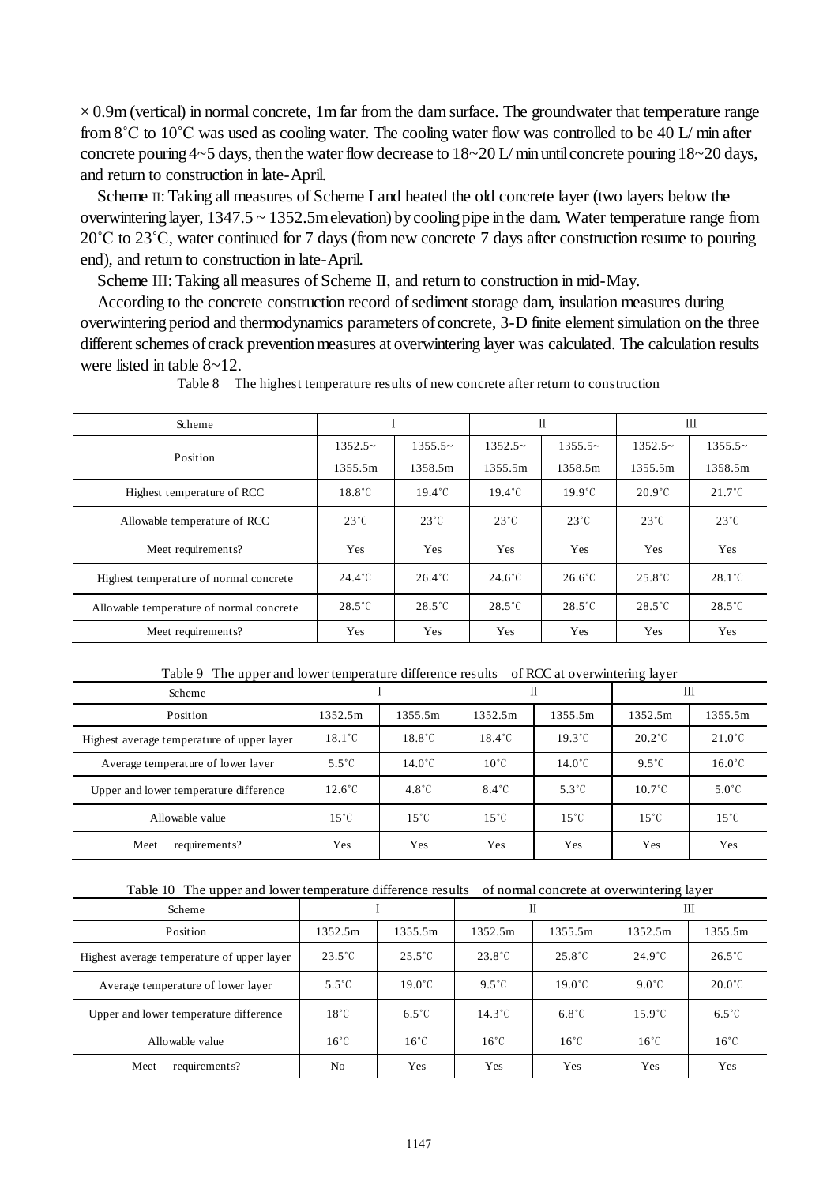× 0.9m (vertical) in normal concrete, 1m far from the dam surface. The groundwater that temperature range from 8˚C to 10˚C was used as cooling water. The cooling water flow was controlled to be 40 L/ min after concrete pouring 4~5 days, then the water flow decrease to 18~20 L/ min until concrete pouring 18~20 days, and return to construction in late-April.

Scheme II: Taking all measures of Scheme I and heated the old concrete layer (two layers below the overwintering layer, 1347.5 ~ 1352.5m elevation) by cooling pipe in the dam. Water temperature range from 20˚C to 23˚C, water continued for 7 days (from new concrete 7 days after construction resume to pouring end), and return to construction in late-April.

Scheme III: Taking all measures of Scheme II, and return to construction in mid-May.

According to the concrete construction record of sediment storage dam, insulation measures during overwintering period and thermodynamics parameters of concrete, 3-D finite element simulation on the three different schemes of crack prevention measures at overwintering layer was calculated. The calculation results were listed in table 8~12.

Table 8 The highest temperature results of new concrete after return to construction

| Scheme | I | | II | | III | |
|---|---|---|---|---|---|---|
| Position | 1352.5~ 1355.5m | 1355.5~ 1358.5m | 1352.5~ 1355.5m | 1355.5~ 1358.5m | 1352.5~ 1355.5m | 1355.5~ 1358.5m |
| Highest temperature of RCC | 18.8˚C | 19.4˚C | 19.4˚C | 19.9˚C | 20.9˚C | 21.7˚C |
| Allowable temperature of RCC | 23˚C | 23˚C | 23˚C | 23˚C | 23˚C | 23˚C |
| Meet requirements? | Yes | Yes | Yes | Yes | Yes | Yes |
| Highest temperature of normal concrete | 24.4˚C | 26.4˚C | 24.6˚C | 26.6˚C | 25.8˚C | 28.1˚C |
| Allowable temperature of normal concrete | 28.5˚C | 28.5˚C | 28.5˚C | 28.5˚C | 28.5˚C | 28.5˚C |
| Meet requirements? | Yes | Yes | Yes | Yes | Yes | Yes |

Table 9 The upper and lower temperature difference results of RCC at overwintering layer

| Scheme | I | | II | | III | |
|---|---|---|---|---|---|---|
| Position | 1352.5m | 1355.5m | 1352.5m | 1355.5m | 1352.5m | 1355.5m |
| Highest average temperature of upper layer | 18.1˚C | 18.8˚C | 18.4˚C | 19.3˚C | 20.2˚C | 21.0˚C |
| Average temperature of lower layer | 5.5˚C | 14.0˚C | 10˚C | 14.0˚C | 9.5˚C | 16.0˚C |
| Upper and lower temperature difference | 12.6˚C | 4.8˚C | 8.4˚C | 5.3˚C | 10.7˚C | 5.0˚C |
| Allowable value | 15˚C | 15˚C | 15˚C | 15˚C | 15˚C | 15˚C |
| Meet requirements? | Yes | Yes | Yes | Yes | Yes | Yes |

Table 10 The upper and lower temperature difference results of normal concrete at overwintering layer

| Scheme | I | | II | | III | |
|---|---|---|---|---|---|---|
| Position | 1352.5m | 1355.5m | 1352.5m | 1355.5m | 1352.5m | 1355.5m |
| Highest average temperature of upper layer | 23.5˚C | 25.5˚C | 23.8˚C | 25.8˚C | 24.9˚C | 26.5˚C |
| Average temperature of lower layer | 5.5˚C | 19.0˚C | 9.5˚C | 19.0˚C | 9.0˚C | 20.0˚C |
| Upper and lower temperature difference | 18˚C | 6.5˚C | 14.3˚C | 6.8˚C | 15.9˚C | 6.5˚C |
| Allowable value | 16˚C | 16˚C | 16˚C | 16˚C | 16˚C | 16˚C |
| Meet requirements? | No | Yes | Yes | Yes | Yes | Yes |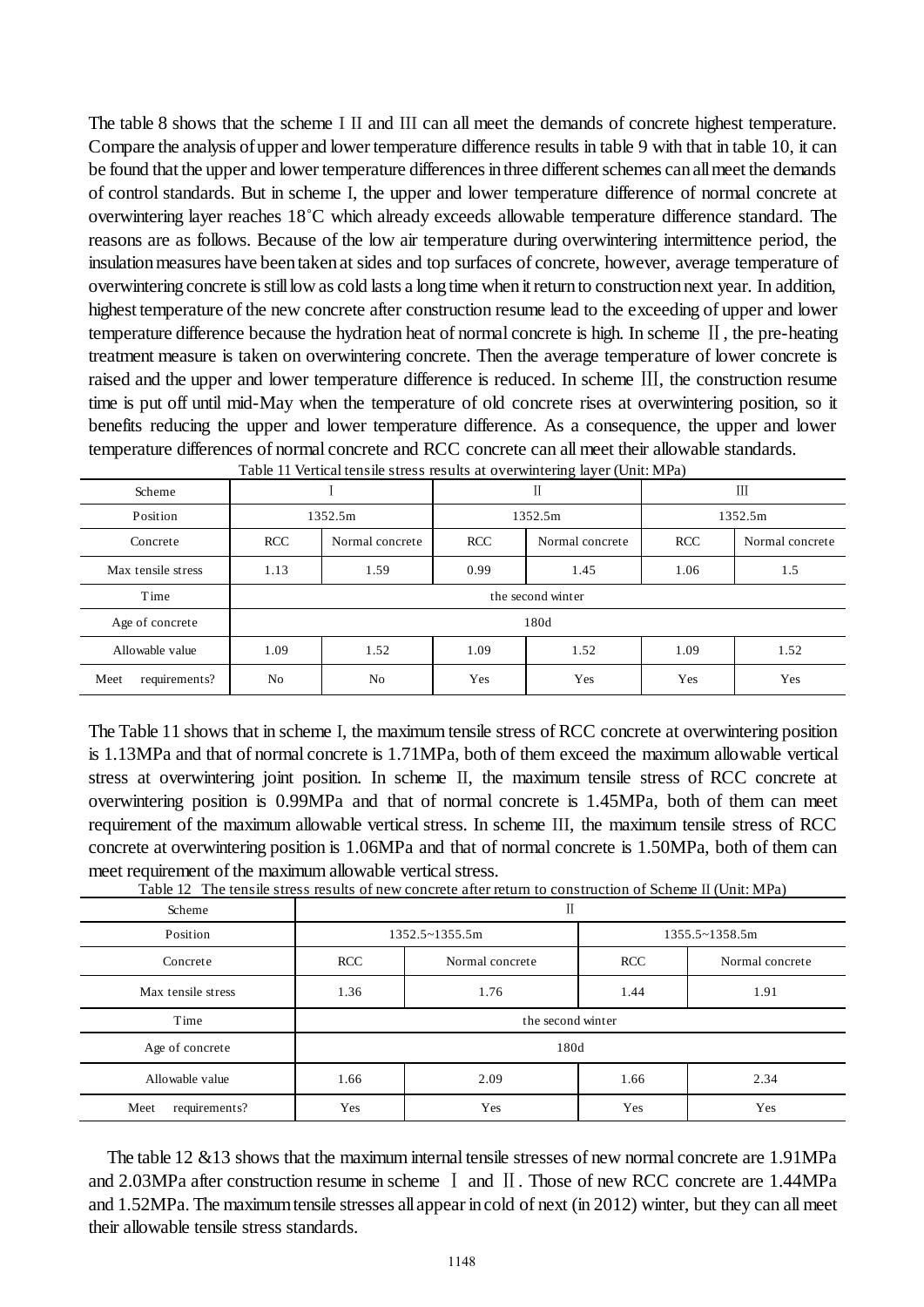The table 8 shows that the scheme I II and III can all meet the demands of concrete highest temperature. Compare the analysis of upper and lower temperature difference results in table 9 with that in table 10, it can be found that the upper and lower temperature differences in three different schemes can all meet the demands of control standards. But in scheme I, the upper and lower temperature difference of normal concrete at overwintering layer reaches 18˚C which already exceeds allowable temperature difference standard. The reasons are as follows. Because of the low air temperature during overwintering intermittence period, the insulation measures have been taken at sides and top surfaces of concrete, however, average temperature of overwintering concrete is still low as cold lasts a long time when it return to construction next year. In addition, highest temperature of the new concrete after construction resume lead to the exceeding of upper and lower temperature difference because the hydration heat of normal concrete is high. In scheme Ⅱ, the pre-heating treatment measure is taken on overwintering concrete. Then the average temperature of lower concrete is raised and the upper and lower temperature difference is reduced. In scheme Ⅲ, the construction resume time is put off until mid-May when the temperature of old concrete rises at overwintering position, so it benefits reducing the upper and lower temperature difference. As a consequence, the upper and lower temperature differences of normal concrete and RCC concrete can all meet their allowable standards.

Table 11 Vertical tensile stress results at overwintering layer (Unit: MPa)

| Scheme | I | | II | | III | |
|---|---|---|---|---|---|---|
| Position | 1352.5m | | 1352.5m | | 1352.5m | |
| Concrete | RCC | Normal concrete | RCC | Normal concrete | RCC | Normal concrete |
| Max tensile stress | 1.13 | 1.59 | 0.99 | 1.45 | 1.06 | 1.5 |
| Time | the second winter | | | | | |
| Age of concrete | 180d | | | | | |
| Allowable value | 1.09 | 1.52 | 1.09 | 1.52 | 1.09 | 1.52 |
| Meet requirements? | No | No | Yes | Yes | Yes | Yes |

The Table 11 shows that in scheme I, the maximum tensile stress of RCC concrete at overwintering position is 1.13MPa and that of normal concrete is 1.71MPa, both of them exceed the maximum allowable vertical stress at overwintering joint position. In scheme II, the maximum tensile stress of RCC concrete at overwintering position is 0.99MPa and that of normal concrete is 1.45MPa, both of them can meet requirement of the maximum allowable vertical stress. In scheme III, the maximum tensile stress of RCC concrete at overwintering position is 1.06MPa and that of normal concrete is 1.50MPa, both of them can meet requirement of the maximum allowable vertical stress.

Table 12 The tensile stress results of new concrete after return to construction of Scheme II (Unit: MPa)

| Scheme | II | | | |
|---|---|---|---|---|
| Position | 1352.5~1355.5m | | 1355.5~1358.5m | |
| Concrete | RCC | Normal concrete | RCC | Normal concrete |
| Max tensile stress | 1.36 | 1.76 | 1.44 | 1.91 |
| Time | the second winter | | | |
| Age of concrete | 180d | | | |
| Allowable value | 1.66 | 2.09 | 1.66 | 2.34 |
| Meet requirements? | Yes | Yes | Yes | Yes |

The table 12 &13 shows that the maximum internal tensile stresses of new normal concrete are 1.91MPa and 2.03MPa after construction resume in scheme Ⅰ and Ⅱ. Those of new RCC concrete are 1.44MPa and 1.52MPa. The maximum tensile stresses all appear in cold of next (in 2012) winter, but they can all meet their allowable tensile stress standards.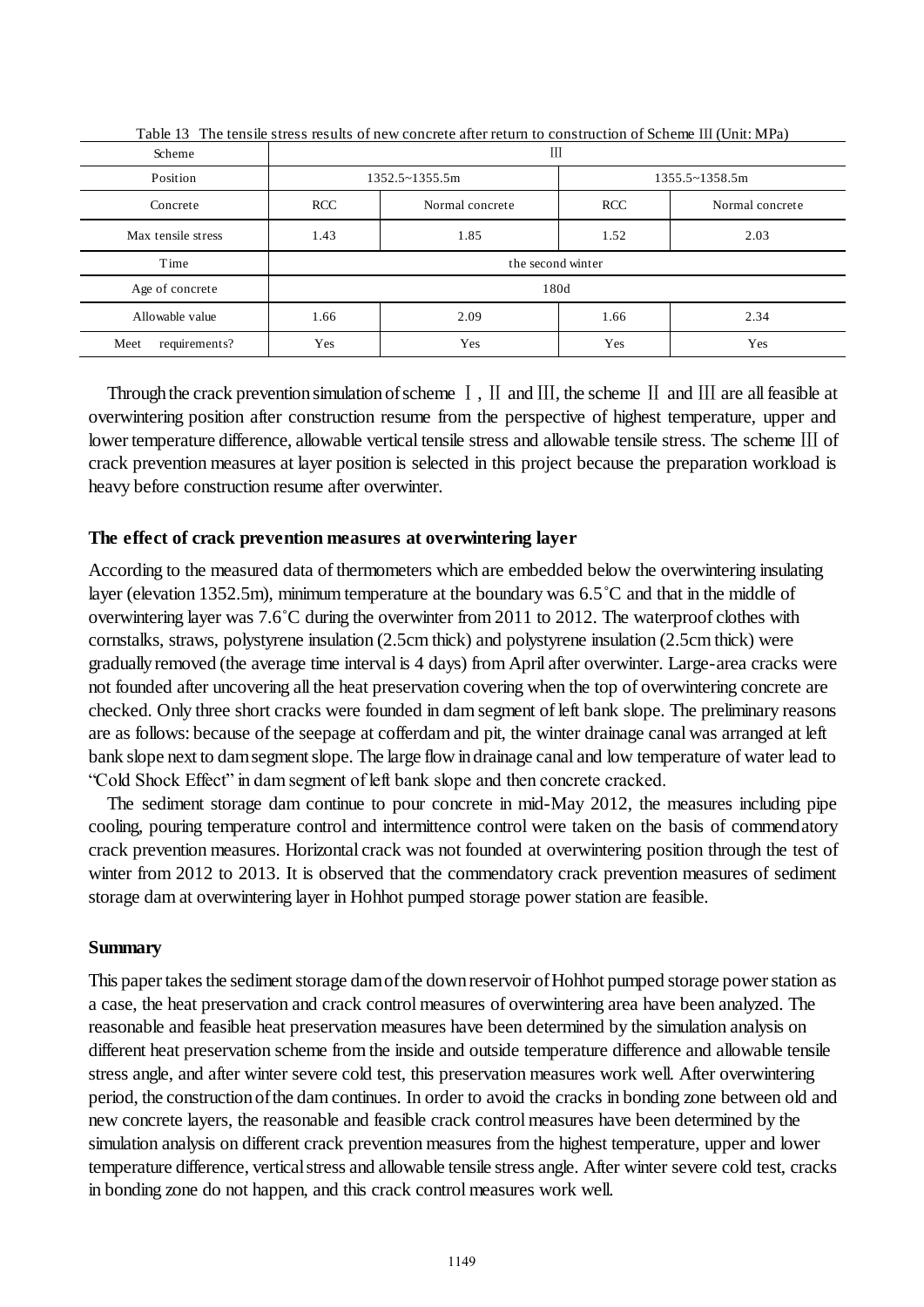Table 13 The tensile stress results of new concrete after return to construction of Scheme Ⅲ (Unit: MPa)

| Scheme | Ⅲ | | | |
|---|---|---|---|---|
| Position | 1352.5~1355.5m | | 1355.5~1358.5m | |
| Concrete | RCC | Normal concrete | RCC | Normal concrete |
| Max tensile stress | 1.43 | 1.85 | 1.52 | 2.03 |
| Time | the second winter | | | |
| Age of concrete | 180d | | | |
| Allowable value | 1.66 | 2.09 | 1.66 | 2.34 |
| Meet requirements? | Yes | Yes | Yes | Yes |

Through the crack prevention simulation of scheme Ⅰ, Ⅱ and Ⅲ, the scheme Ⅱ and Ⅲ are all feasible at overwintering position after construction resume from the perspective of highest temperature, upper and lower temperature difference, allowable vertical tensile stress and allowable tensile stress. The scheme Ⅲ of crack prevention measures at layer position is selected in this project because the preparation workload is heavy before construction resume after overwinter.

### The effect of crack prevention measures at overwintering layer

According to the measured data of thermometers which are embedded below the overwintering insulating layer (elevation 1352.5m), minimum temperature at the boundary was 6.5˚C and that in the middle of overwintering layer was 7.6˚C during the overwinter from 2011 to 2012. The waterproof clothes with cornstalks, straws, polystyrene insulation (2.5cm thick) and polystyrene insulation (2.5cm thick) were gradually removed (the average time interval is 4 days) from April after overwinter. Large-area cracks were not founded after uncovering all the heat preservation covering when the top of overwintering concrete are checked. Only three short cracks were founded in dam segment of left bank slope. The preliminary reasons are as follows: because of the seepage at cofferdam and pit, the winter drainage canal was arranged at left bank slope next to dam segment slope. The large flow in drainage canal and low temperature of water lead to "Cold Shock Effect" in dam segment of left bank slope and then concrete cracked.

The sediment storage dam continue to pour concrete in mid-May 2012, the measures including pipe cooling, pouring temperature control and intermittence control were taken on the basis of commendatory crack prevention measures. Horizontal crack was not founded at overwintering position through the test of winter from 2012 to 2013. It is observed that the commendatory crack prevention measures of sediment storage dam at overwintering layer in Hohhot pumped storage power station are feasible.

### Summary

This paper takes the sediment storage dam of the down reservoir of Hohhot pumped storage power station as a case, the heat preservation and crack control measures of overwintering area have been analyzed. The reasonable and feasible heat preservation measures have been determined by the simulation analysis on different heat preservation scheme from the inside and outside temperature difference and allowable tensile stress angle, and after winter severe cold test, this preservation measures work well. After overwintering period, the construction of the dam continues. In order to avoid the cracks in bonding zone between old and new concrete layers, the reasonable and feasible crack control measures have been determined by the simulation analysis on different crack prevention measures from the highest temperature, upper and lower temperature difference, vertical stress and allowable tensile stress angle. After winter severe cold test, cracks in bonding zone do not happen, and this crack control measures work well.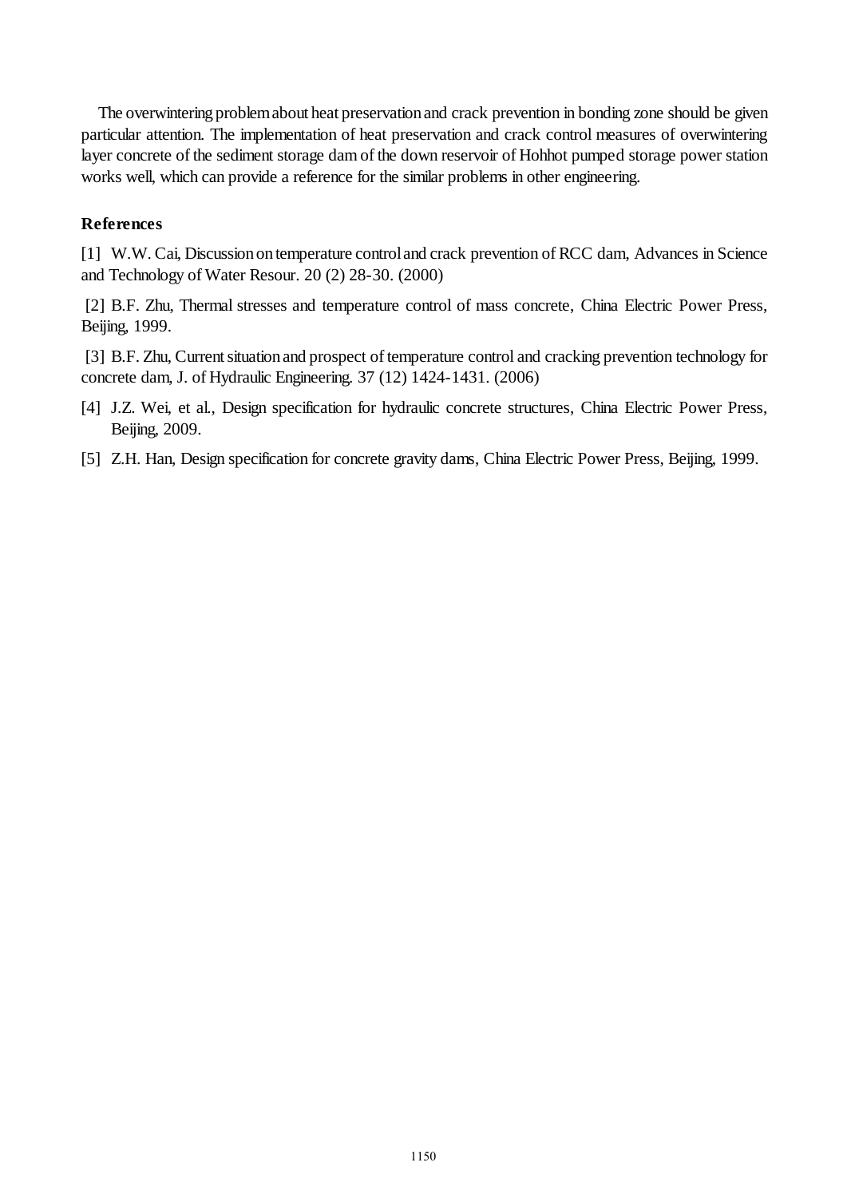The overwintering problem about heat preservation and crack prevention in bonding zone should be given particular attention. The implementation of heat preservation and crack control measures of overwintering layer concrete of the sediment storage dam of the down reservoir of Hohhot pumped storage power station works well, which can provide a reference for the similar problems in other engineering.

## References

[1] W.W. Cai, Discussion on temperature control and crack prevention of RCC dam, Advances in Science and Technology of Water Resour. 20 (2) 28-30. (2000)

[2] B.F. Zhu, Thermal stresses and temperature control of mass concrete, China Electric Power Press, Beijing, 1999.

[3] B.F. Zhu, Current situation and prospect of temperature control and cracking prevention technology for concrete dam, J. of Hydraulic Engineering. 37 (12) 1424-1431. (2006)

[4] J.Z. Wei, et al., Design specification for hydraulic concrete structures, China Electric Power Press, Beijing, 2009.

[5] Z.H. Han, Design specification for concrete gravity dams, China Electric Power Press, Beijing, 1999.